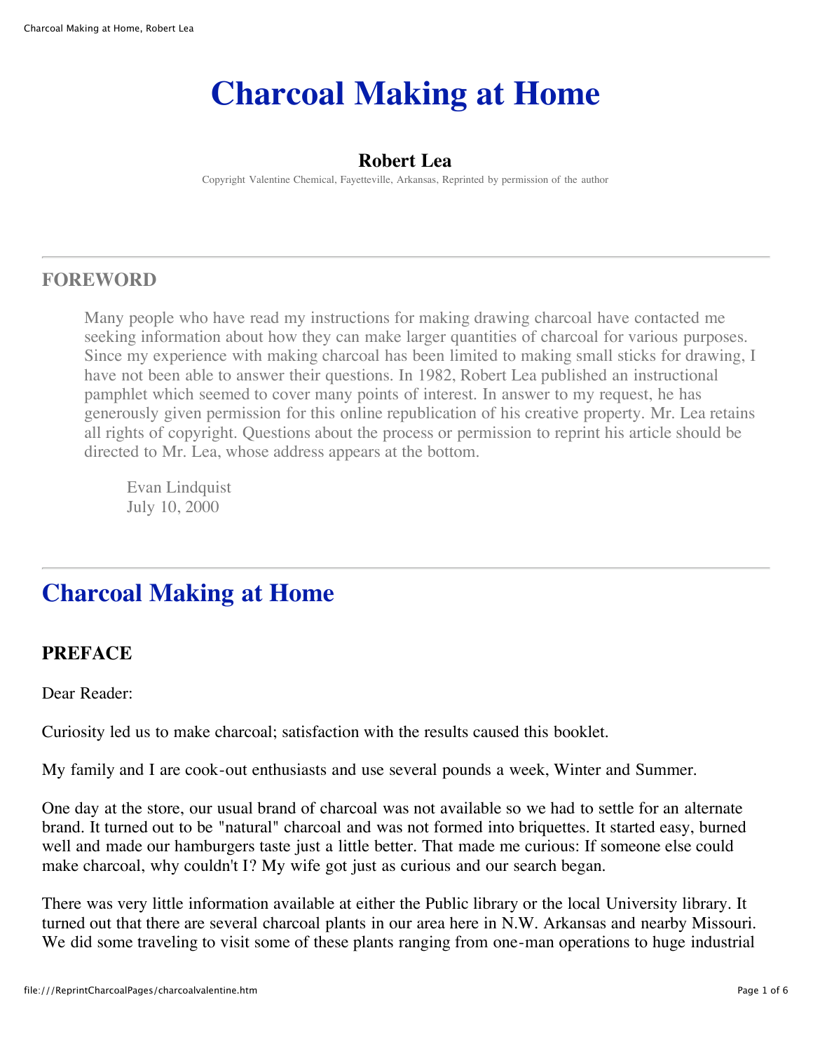# Charcoal Making at Home

**Robert Lea**

Copyright Valentine Chemical, Fayetteville, Arkansas, Reprinted by permission of the author

---

## FOREWORD

> Many people who have read my instructions for making drawing charcoal have contacted me seeking information about how they can make larger quantities of charcoal for various purposes. Since my experience with making charcoal has been limited to making small sticks for drawing, I have not been able to answer their questions. In 1982, Robert Lea published an instructional pamphlet which seemed to cover many points of interest. In answer to my request, he has generously given permission for this online republication of his creative property. Mr. Lea retains all rights of copyright. Questions about the process or permission to reprint his article should be directed to Mr. Lea, whose address appears at the bottom.
>
> Evan Lindquist
> July 10, 2000

---

## Charcoal Making at Home

### PREFACE

Dear Reader:

Curiosity led us to make charcoal; satisfaction with the results caused this booklet.

My family and I are cook-out enthusiasts and use several pounds a week, Winter and Summer.

One day at the store, our usual brand of charcoal was not available so we had to settle for an alternate brand. It turned out to be "natural" charcoal and was not formed into briquettes. It started easy, burned well and made our hamburgers taste just a little better. That made me curious: If someone else could make charcoal, why couldn't I? My wife got just as curious and our search began.

There was very little information available at either the Public library or the local University library. It turned out that there are several charcoal plants in our area here in N.W. Arkansas and nearby Missouri. We did some traveling to visit some of these plants ranging from one-man operations to huge industrial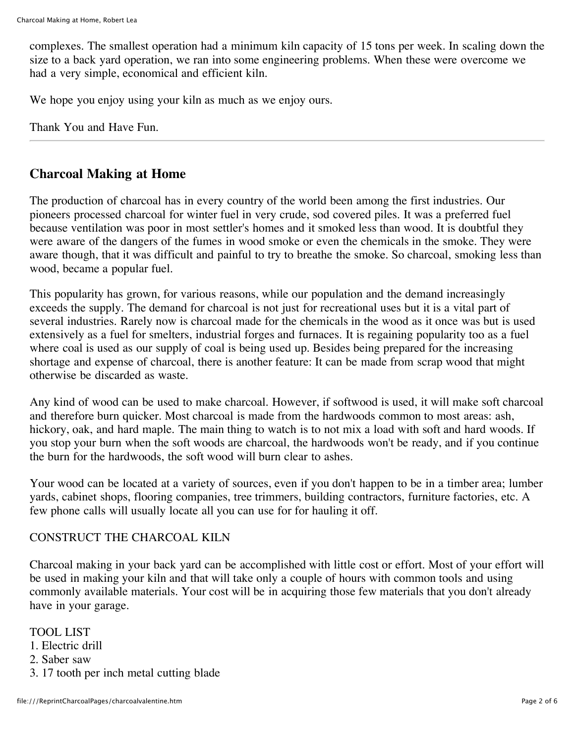complexes. The smallest operation had a minimum kiln capacity of 15 tons per week. In scaling down the size to a back yard operation, we ran into some engineering problems. When these were overcome we had a very simple, economical and efficient kiln.

We hope you enjoy using your kiln as much as we enjoy ours.

Thank You and Have Fun.

---

## Charcoal Making at Home

The production of charcoal has in every country of the world been among the first industries. Our pioneers processed charcoal for winter fuel in very crude, sod covered piles. It was a preferred fuel because ventilation was poor in most settler's homes and it smoked less than wood. It is doubtful they were aware of the dangers of the fumes in wood smoke or even the chemicals in the smoke. They were aware though, that it was difficult and painful to try to breathe the smoke. So charcoal, smoking less than wood, became a popular fuel.

This popularity has grown, for various reasons, while our population and the demand increasingly exceeds the supply. The demand for charcoal is not just for recreational uses but it is a vital part of several industries. Rarely now is charcoal made for the chemicals in the wood as it once was but is used extensively as a fuel for smelters, industrial forges and furnaces. It is regaining popularity too as a fuel where coal is used as our supply of coal is being used up. Besides being prepared for the increasing shortage and expense of charcoal, there is another feature: It can be made from scrap wood that might otherwise be discarded as waste.

Any kind of wood can be used to make charcoal. However, if softwood is used, it will make soft charcoal and therefore burn quicker. Most charcoal is made from the hardwoods common to most areas: ash, hickory, oak, and hard maple. The main thing to watch is to not mix a load with soft and hard woods. If you stop your burn when the soft woods are charcoal, the hardwoods won't be ready, and if you continue the burn for the hardwoods, the soft wood will burn clear to ashes.

Your wood can be located at a variety of sources, even if you don't happen to be in a timber area; lumber yards, cabinet shops, flooring companies, tree trimmers, building contractors, furniture factories, etc. A few phone calls will usually locate all you can use for for hauling it off.

CONSTRUCT THE CHARCOAL KILN

Charcoal making in your back yard can be accomplished with little cost or effort. Most of your effort will be used in making your kiln and that will take only a couple of hours with common tools and using commonly available materials. Your cost will be in acquiring those few materials that you don't already have in your garage.

TOOL LIST
1. Electric drill
2. Saber saw
3. 17 tooth per inch metal cutting blade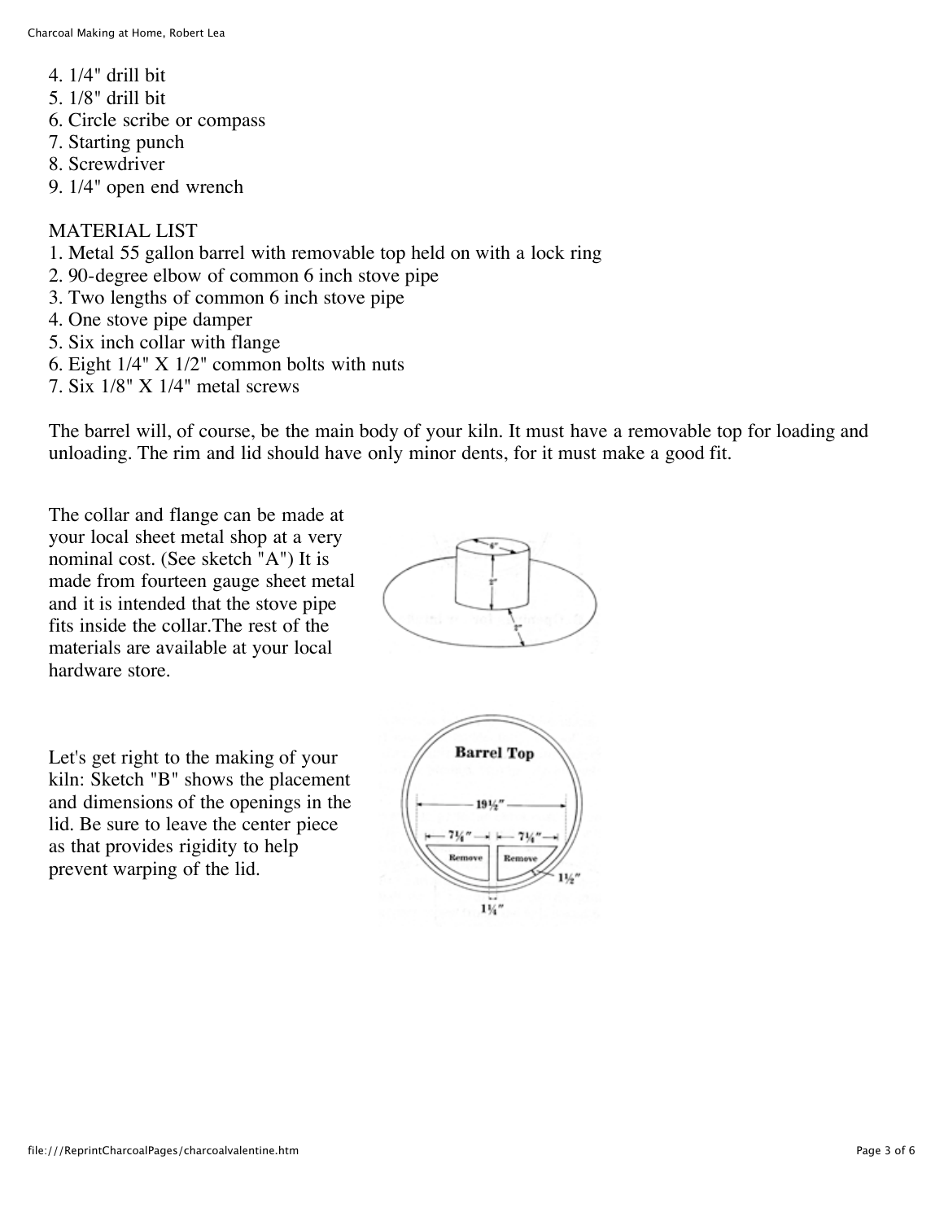4. 1/4" drill bit
5. 1/8" drill bit
6. Circle scribe or compass
7. Starting punch
8. Screwdriver
9. 1/4" open end wrench

MATERIAL LIST
1. Metal 55 gallon barrel with removable top held on with a lock ring
2. 90-degree elbow of common 6 inch stove pipe
3. Two lengths of common 6 inch stove pipe
4. One stove pipe damper
5. Six inch collar with flange
6. Eight 1/4" X 1/2" common bolts with nuts
7. Six 1/8" X 1/4" metal screws

The barrel will, of course, be the main body of your kiln. It must have a removable top for loading and unloading. The rim and lid should have only minor dents, for it must make a good fit.

The collar and flange can be made at your local sheet metal shop at a very nominal cost. (See sketch "A") It is made from fourteen gauge sheet metal and it is intended that the stove pipe fits inside the collar.The rest of the materials are available at your local hardware store.

Let's get right to the making of your kiln: Sketch "B" shows the placement and dimensions of the openings in the lid. Be sure to leave the center piece as that provides rigidity to help prevent warping of the lid.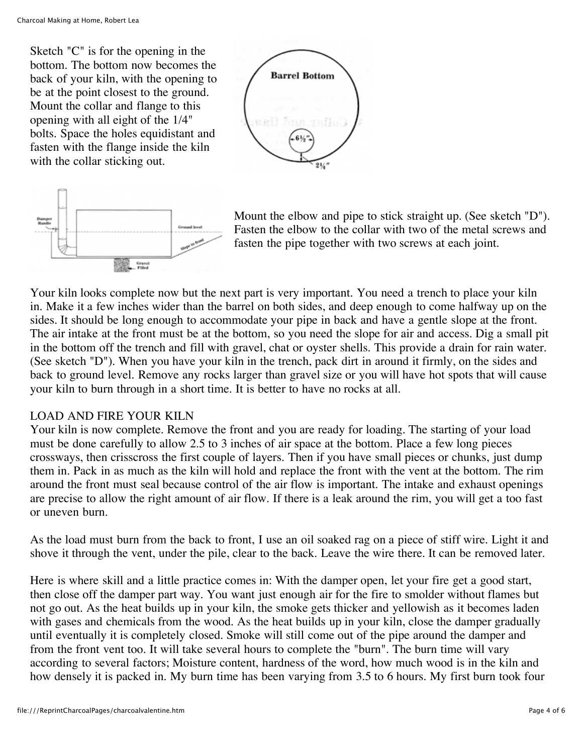Sketch "C" is for the opening in the bottom. The bottom now becomes the back of your kiln, with the opening to be at the point closest to the ground. Mount the collar and flange to this opening with all eight of the 1/4" bolts. Space the holes equidistant and fasten with the flange inside the kiln with the collar sticking out.

Mount the elbow and pipe to stick straight up. (See sketch "D"). Fasten the elbow to the collar with two of the metal screws and fasten the pipe together with two screws at each joint.

Your kiln looks complete now but the next part is very important. You need a trench to place your kiln in. Make it a few inches wider than the barrel on both sides, and deep enough to come halfway up on the sides. It should be long enough to accommodate your pipe in back and have a gentle slope at the front. The air intake at the front must be at the bottom, so you need the slope for air and access. Dig a small pit in the bottom off the trench and fill with gravel, chat or oyster shells. This provide a drain for rain water. (See sketch "D"). When you have your kiln in the trench, pack dirt in around it firmly, on the sides and back to ground level. Remove any rocks larger than gravel size or you will have hot spots that will cause your kiln to burn through in a short time. It is better to have no rocks at all.

## LOAD AND FIRE YOUR KILN

Your kiln is now complete. Remove the front and you are ready for loading. The starting of your load must be done carefully to allow 2.5 to 3 inches of air space at the bottom. Place a few long pieces crossways, then crisscross the first couple of layers. Then if you have small pieces or chunks, just dump them in. Pack in as much as the kiln will hold and replace the front with the vent at the bottom. The rim around the front must seal because control of the air flow is important. The intake and exhaust openings are precise to allow the right amount of air flow. If there is a leak around the rim, you will get a too fast or uneven burn.

As the load must burn from the back to front, I use an oil soaked rag on a piece of stiff wire. Light it and shove it through the vent, under the pile, clear to the back. Leave the wire there. It can be removed later.

Here is where skill and a little practice comes in: With the damper open, let your fire get a good start, then close off the damper part way. You want just enough air for the fire to smolder without flames but not go out. As the heat builds up in your kiln, the smoke gets thicker and yellowish as it becomes laden with gases and chemicals from the wood. As the heat builds up in your kiln, close the damper gradually until eventually it is completely closed. Smoke will still come out of the pipe around the damper and from the front vent too. It will take several hours to complete the "burn". The burn time will vary according to several factors; Moisture content, hardness of the word, how much wood is in the kiln and how densely it is packed in. My burn time has been varying from 3.5 to 6 hours. My first burn took four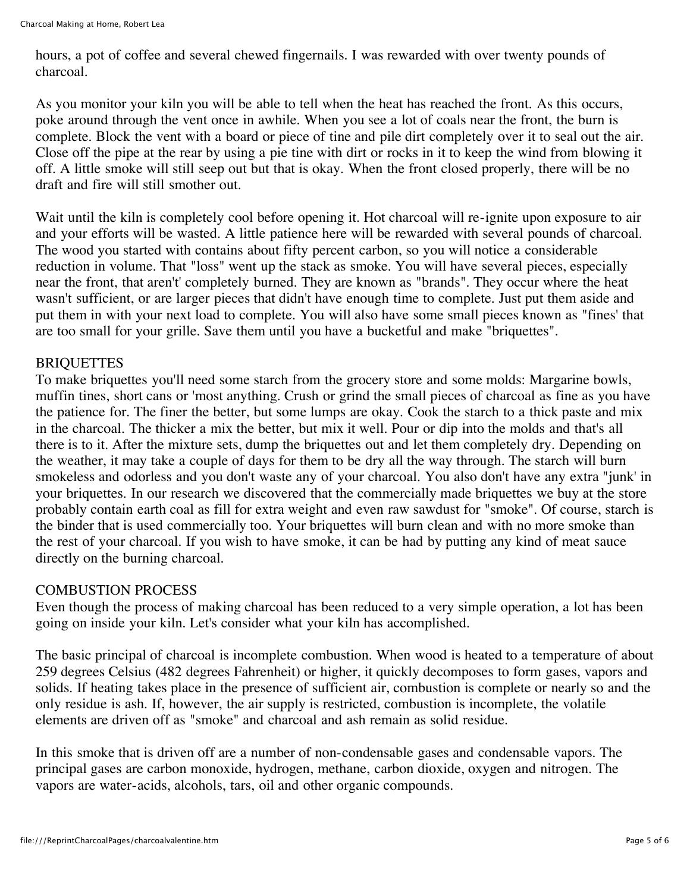hours, a pot of coffee and several chewed fingernails. I was rewarded with over twenty pounds of charcoal.

As you monitor your kiln you will be able to tell when the heat has reached the front. As this occurs, poke around through the vent once in awhile. When you see a lot of coals near the front, the burn is complete. Block the vent with a board or piece of tine and pile dirt completely over it to seal out the air. Close off the pipe at the rear by using a pie tine with dirt or rocks in it to keep the wind from blowing it off. A little smoke will still seep out but that is okay. When the front closed properly, there will be no draft and fire will still smother out.

Wait until the kiln is completely cool before opening it. Hot charcoal will re-ignite upon exposure to air and your efforts will be wasted. A little patience here will be rewarded with several pounds of charcoal. The wood you started with contains about fifty percent carbon, so you will notice a considerable reduction in volume. That "loss" went up the stack as smoke. You will have several pieces, especially near the front, that aren't' completely burned. They are known as "brands". They occur where the heat wasn't sufficient, or are larger pieces that didn't have enough time to complete. Just put them aside and put them in with your next load to complete. You will also have some small pieces known as "fines' that are too small for your grille. Save them until you have a bucketful and make "briquettes".

## BRIQUETTES

To make briquettes you'll need some starch from the grocery store and some molds: Margarine bowls, muffin tines, short cans or 'most anything. Crush or grind the small pieces of charcoal as fine as you have the patience for. The finer the better, but some lumps are okay. Cook the starch to a thick paste and mix in the charcoal. The thicker a mix the better, but mix it well. Pour or dip into the molds and that's all there is to it. After the mixture sets, dump the briquettes out and let them completely dry. Depending on the weather, it may take a couple of days for them to be dry all the way through. The starch will burn smokeless and odorless and you don't waste any of your charcoal. You also don't have any extra "junk' in your briquettes. In our research we discovered that the commercially made briquettes we buy at the store probably contain earth coal as fill for extra weight and even raw sawdust for "smoke". Of course, starch is the binder that is used commercially too. Your briquettes will burn clean and with no more smoke than the rest of your charcoal. If you wish to have smoke, it can be had by putting any kind of meat sauce directly on the burning charcoal.

## COMBUSTION PROCESS

Even though the process of making charcoal has been reduced to a very simple operation, a lot has been going on inside your kiln. Let's consider what your kiln has accomplished.

The basic principal of charcoal is incomplete combustion. When wood is heated to a temperature of about 259 degrees Celsius (482 degrees Fahrenheit) or higher, it quickly decomposes to form gases, vapors and solids. If heating takes place in the presence of sufficient air, combustion is complete or nearly so and the only residue is ash. If, however, the air supply is restricted, combustion is incomplete, the volatile elements are driven off as "smoke" and charcoal and ash remain as solid residue.

In this smoke that is driven off are a number of non-condensable gases and condensable vapors. The principal gases are carbon monoxide, hydrogen, methane, carbon dioxide, oxygen and nitrogen. The vapors are water-acids, alcohols, tars, oil and other organic compounds.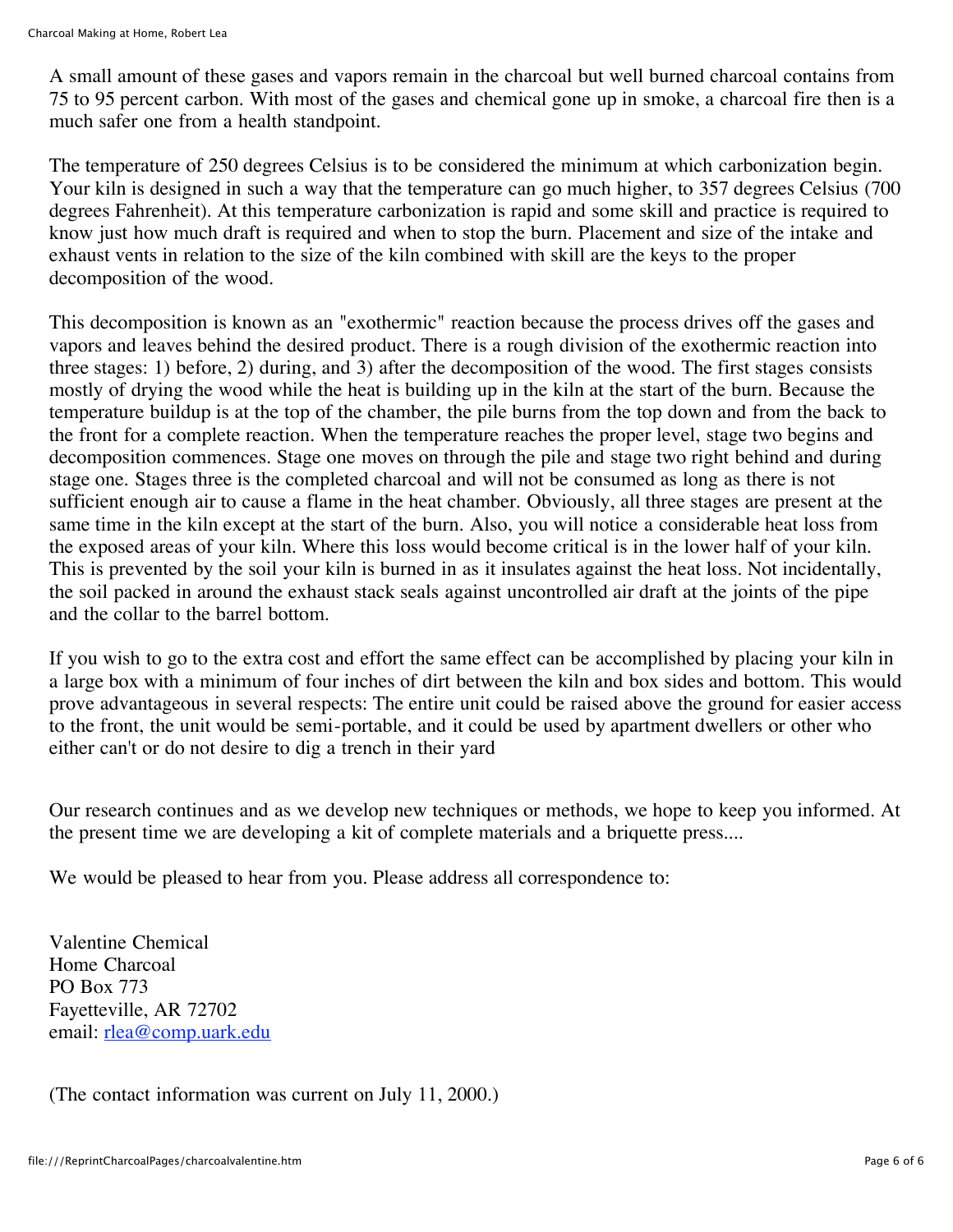A small amount of these gases and vapors remain in the charcoal but well burned charcoal contains from 75 to 95 percent carbon. With most of the gases and chemical gone up in smoke, a charcoal fire then is a much safer one from a health standpoint.

The temperature of 250 degrees Celsius is to be considered the minimum at which carbonization begin. Your kiln is designed in such a way that the temperature can go much higher, to 357 degrees Celsius (700 degrees Fahrenheit). At this temperature carbonization is rapid and some skill and practice is required to know just how much draft is required and when to stop the burn. Placement and size of the intake and exhaust vents in relation to the size of the kiln combined with skill are the keys to the proper decomposition of the wood.

This decomposition is known as an "exothermic" reaction because the process drives off the gases and vapors and leaves behind the desired product. There is a rough division of the exothermic reaction into three stages: 1) before, 2) during, and 3) after the decomposition of the wood. The first stages consists mostly of drying the wood while the heat is building up in the kiln at the start of the burn. Because the temperature buildup is at the top of the chamber, the pile burns from the top down and from the back to the front for a complete reaction. When the temperature reaches the proper level, stage two begins and decomposition commences. Stage one moves on through the pile and stage two right behind and during stage one. Stages three is the completed charcoal and will not be consumed as long as there is not sufficient enough air to cause a flame in the heat chamber. Obviously, all three stages are present at the same time in the kiln except at the start of the burn. Also, you will notice a considerable heat loss from the exposed areas of your kiln. Where this loss would become critical is in the lower half of your kiln. This is prevented by the soil your kiln is burned in as it insulates against the heat loss. Not incidentally, the soil packed in around the exhaust stack seals against uncontrolled air draft at the joints of the pipe and the collar to the barrel bottom.

If you wish to go to the extra cost and effort the same effect can be accomplished by placing your kiln in a large box with a minimum of four inches of dirt between the kiln and box sides and bottom. This would prove advantageous in several respects: The entire unit could be raised above the ground for easier access to the front, the unit would be semi-portable, and it could be used by apartment dwellers or other who either can't or do not desire to dig a trench in their yard

Our research continues and as we develop new techniques or methods, we hope to keep you informed. At the present time we are developing a kit of complete materials and a briquette press....

We would be pleased to hear from you. Please address all correspondence to:

Valentine Chemical
Home Charcoal
PO Box 773
Fayetteville, AR 72702
email: rlea@comp.uark.edu

(The contact information was current on July 11, 2000.)